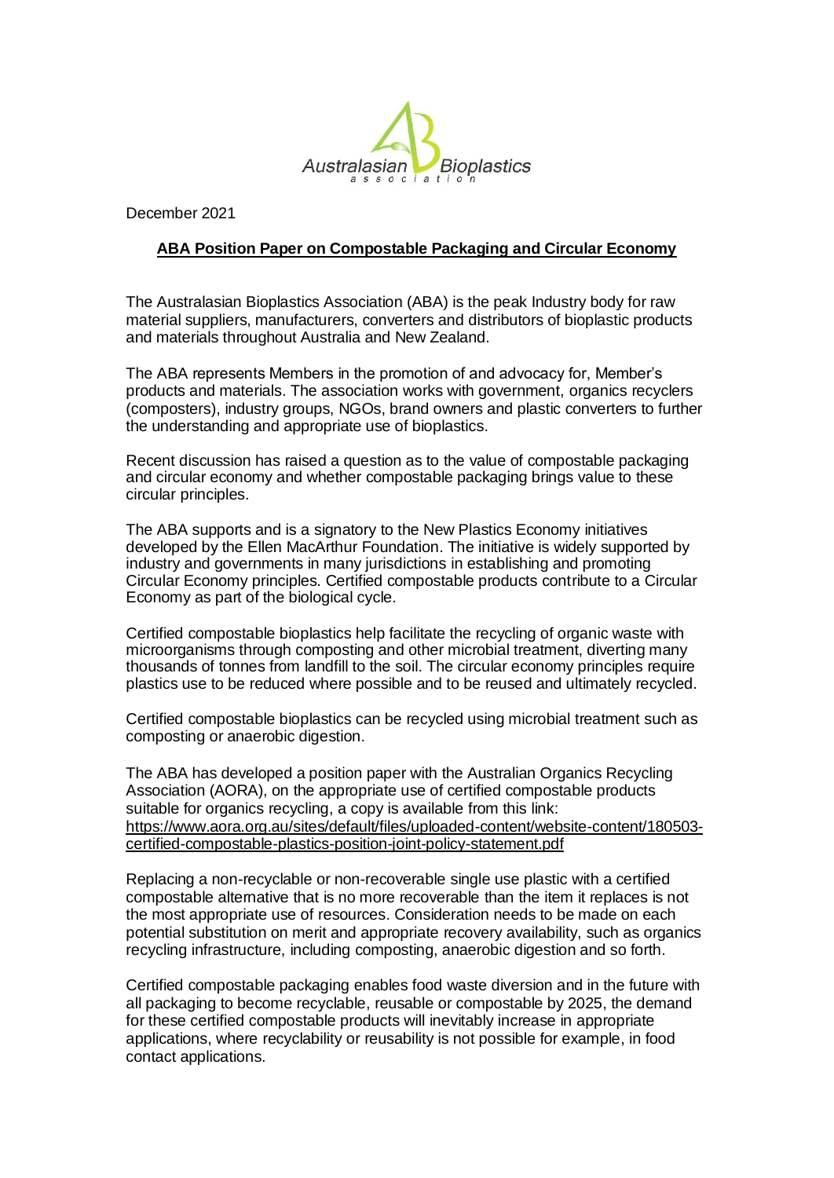December 2021

## ABA Position Paper on Compostable Packaging and Circular Economy

The Australasian Bioplastics Association (ABA) is the peak Industry body for raw material suppliers, manufacturers, converters and distributors of bioplastic products and materials throughout Australia and New Zealand.

The ABA represents Members in the promotion of and advocacy for, Member's products and materials. The association works with government, organics recyclers (composters), industry groups, NGOs, brand owners and plastic converters to further the understanding and appropriate use of bioplastics.

Recent discussion has raised a question as to the value of compostable packaging and circular economy and whether compostable packaging brings value to these circular principles.

The ABA supports and is a signatory to the New Plastics Economy initiatives developed by the Ellen MacArthur Foundation. The initiative is widely supported by industry and governments in many jurisdictions in establishing and promoting Circular Economy principles. Certified compostable products contribute to a Circular Economy as part of the biological cycle.

Certified compostable bioplastics help facilitate the recycling of organic waste with microorganisms through composting and other microbial treatment, diverting many thousands of tonnes from landfill to the soil. The circular economy principles require plastics use to be reduced where possible and to be reused and ultimately recycled.

Certified compostable bioplastics can be recycled using microbial treatment such as composting or anaerobic digestion.

The ABA has developed a position paper with the Australian Organics Recycling Association (AORA), on the appropriate use of certified compostable products suitable for organics recycling, a copy is available from this link: https://www.aora.org.au/sites/default/files/uploaded-content/website-content/180503-certified-compostable-plastics-position-joint-policy-statement.pdf

Replacing a non-recyclable or non-recoverable single use plastic with a certified compostable alternative that is no more recoverable than the item it replaces is not the most appropriate use of resources. Consideration needs to be made on each potential substitution on merit and appropriate recovery availability, such as organics recycling infrastructure, including composting, anaerobic digestion and so forth.

Certified compostable packaging enables food waste diversion and in the future with all packaging to become recyclable, reusable or compostable by 2025, the demand for these certified compostable products will inevitably increase in appropriate applications, where recyclability or reusability is not possible for example, in food contact applications.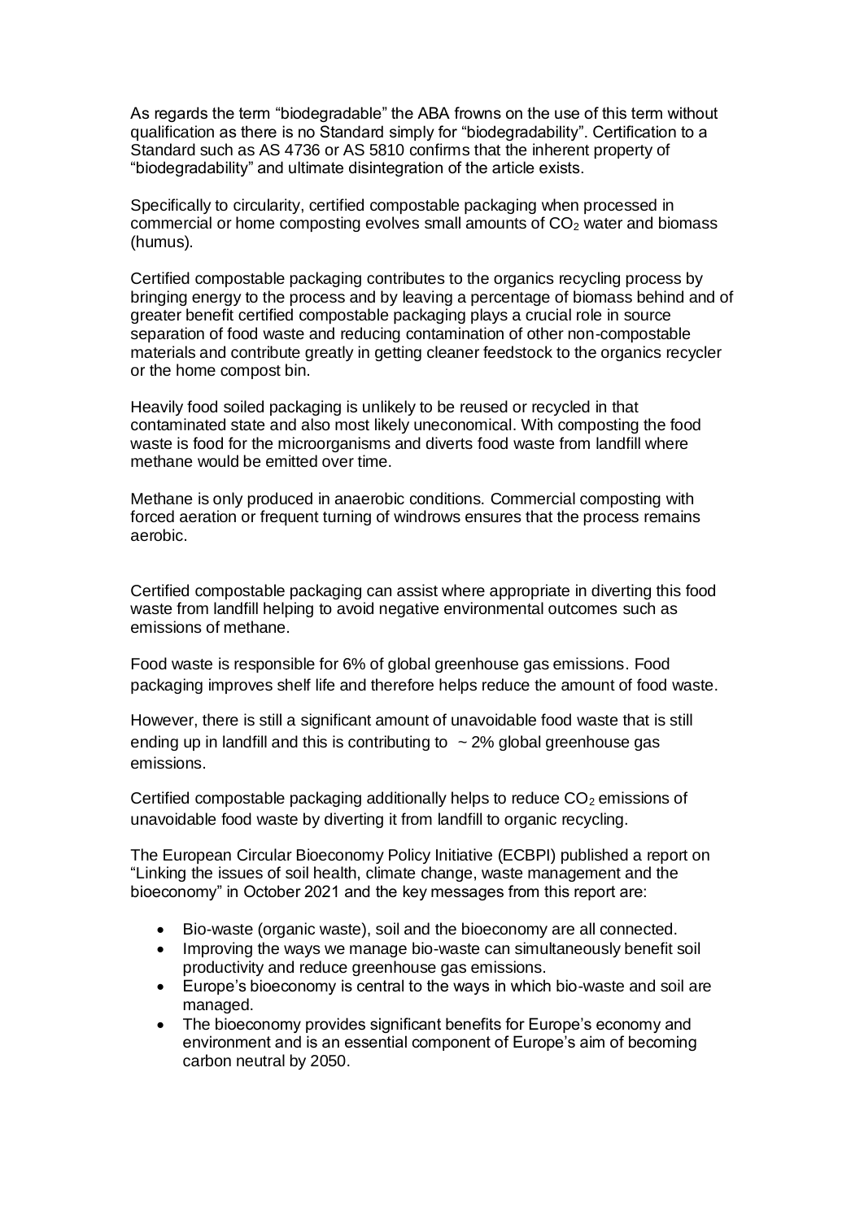As regards the term "biodegradable" the ABA frowns on the use of this term without qualification as there is no Standard simply for "biodegradability". Certification to a Standard such as AS 4736 or AS 5810 confirms that the inherent property of "biodegradability" and ultimate disintegration of the article exists.

Specifically to circularity, certified compostable packaging when processed in commercial or home composting evolves small amounts of $CO_2$ water and biomass (humus).

Certified compostable packaging contributes to the organics recycling process by bringing energy to the process and by leaving a percentage of biomass behind and of greater benefit certified compostable packaging plays a crucial role in source separation of food waste and reducing contamination of other non-compostable materials and contribute greatly in getting cleaner feedstock to the organics recycler or the home compost bin.

Heavily food soiled packaging is unlikely to be reused or recycled in that contaminated state and also most likely uneconomical. With composting the food waste is food for the microorganisms and diverts food waste from landfill where methane would be emitted over time.

Methane is only produced in anaerobic conditions. Commercial composting with forced aeration or frequent turning of windrows ensures that the process remains aerobic.

Certified compostable packaging can assist where appropriate in diverting this food waste from landfill helping to avoid negative environmental outcomes such as emissions of methane.

Food waste is responsible for 6% of global greenhouse gas emissions. Food packaging improves shelf life and therefore helps reduce the amount of food waste.

However, there is still a significant amount of unavoidable food waste that is still ending up in landfill and this is contributing to ~ 2% global greenhouse gas emissions.

Certified compostable packaging additionally helps to reduce $CO_2$ emissions of unavoidable food waste by diverting it from landfill to organic recycling.

The European Circular Bioeconomy Policy Initiative (ECBPI) published a report on "Linking the issues of soil health, climate change, waste management and the bioeconomy" in October 2021 and the key messages from this report are:

- Bio-waste (organic waste), soil and the bioeconomy are all connected.
- Improving the ways we manage bio-waste can simultaneously benefit soil productivity and reduce greenhouse gas emissions.
- Europe's bioeconomy is central to the ways in which bio-waste and soil are managed.
- The bioeconomy provides significant benefits for Europe's economy and environment and is an essential component of Europe's aim of becoming carbon neutral by 2050.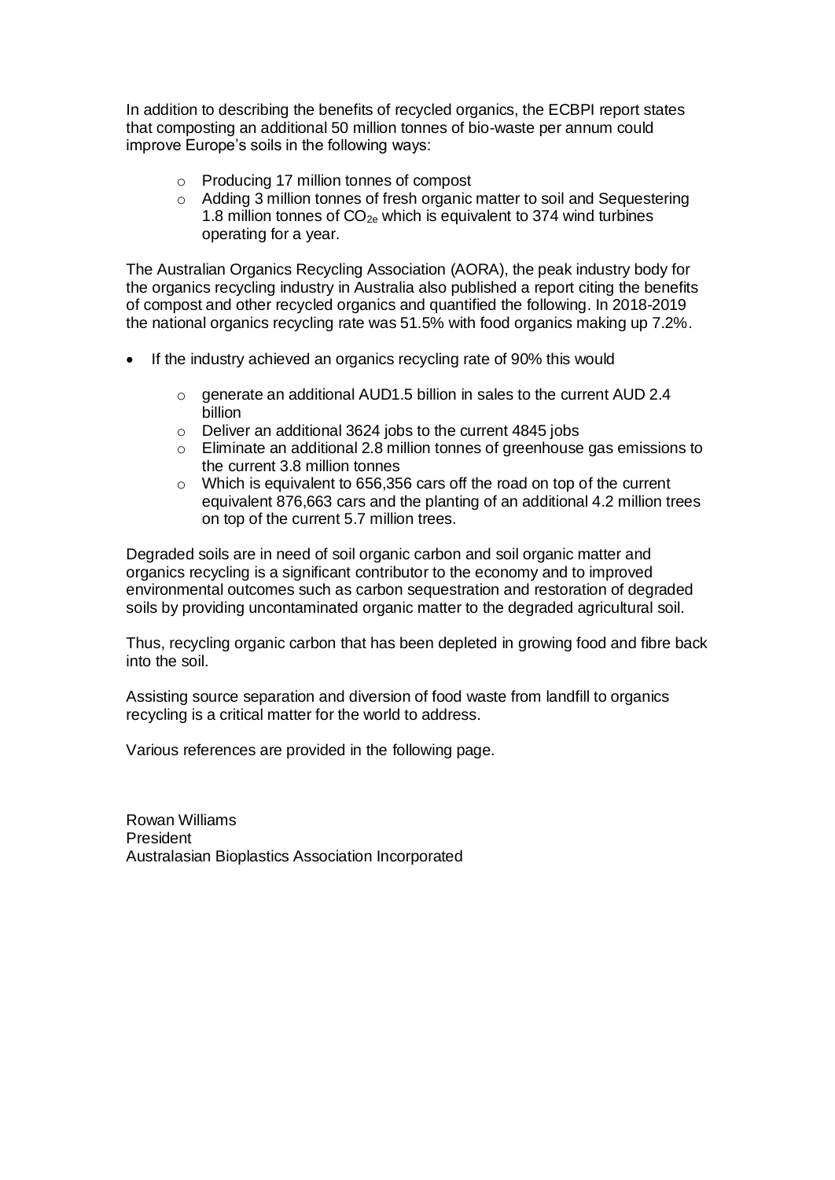In addition to describing the benefits of recycled organics, the ECBPI report states that composting an additional 50 million tonnes of bio-waste per annum could improve Europe's soils in the following ways:

- Producing 17 million tonnes of compost
- Adding 3 million tonnes of fresh organic matter to soil and Sequestering 1.8 million tonnes of $CO_{2e}$ which is equivalent to 374 wind turbines operating for a year.

The Australian Organics Recycling Association (AORA), the peak industry body for the organics recycling industry in Australia also published a report citing the benefits of compost and other recycled organics and quantified the following. In 2018-2019 the national organics recycling rate was 51.5% with food organics making up 7.2%.

- If the industry achieved an organics recycling rate of 90% this would
  - generate an additional AUD1.5 billion in sales to the current AUD 2.4 billion
  - Deliver an additional 3624 jobs to the current 4845 jobs
  - Eliminate an additional 2.8 million tonnes of greenhouse gas emissions to the current 3.8 million tonnes
  - Which is equivalent to 656,356 cars off the road on top of the current equivalent 876,663 cars and the planting of an additional 4.2 million trees on top of the current 5.7 million trees.

Degraded soils are in need of soil organic carbon and soil organic matter and organics recycling is a significant contributor to the economy and to improved environmental outcomes such as carbon sequestration and restoration of degraded soils by providing uncontaminated organic matter to the degraded agricultural soil.

Thus, recycling organic carbon that has been depleted in growing food and fibre back into the soil.

Assisting source separation and diversion of food waste from landfill to organics recycling is a critical matter for the world to address.

Various references are provided in the following page.

Rowan Williams
President
Australasian Bioplastics Association Incorporated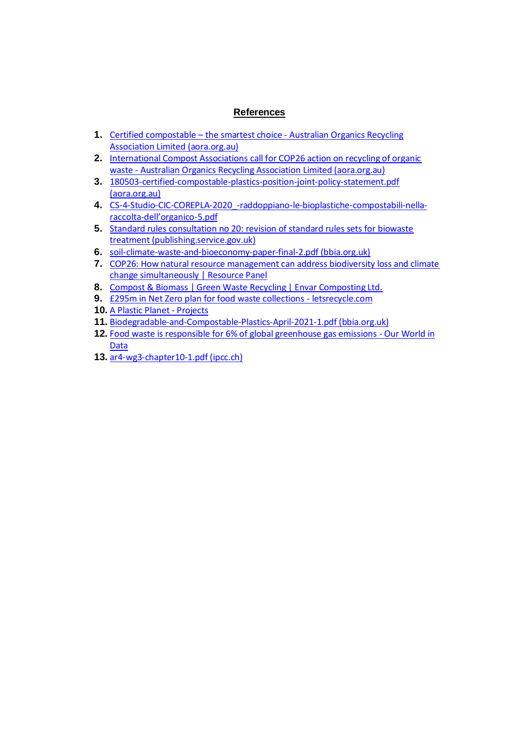## References

1. Certified compostable – the smartest choice - Australian Organics Recycling Association Limited (aora.org.au)
2. International Compost Associations call for COP26 action on recycling of organic waste - Australian Organics Recycling Association Limited (aora.org.au)
3. 180503-certified-compostable-plastics-position-joint-policy-statement.pdf (aora.org.au)
4. CS-4-Studio-CIC-COREPLA-2020_-raddoppiano-le-bioplastiche-compostabili-nella-raccolta-dell'organico-5.pdf
5. Standard rules consultation no 20: revision of standard rules sets for biowaste treatment (publishing.service.gov.uk)
6. soil-climate-waste-and-bioeconomy-paper-final-2.pdf (bbia.org.uk)
7. COP26: How natural resource management can address biodiversity loss and climate change simultaneously | Resource Panel
8. Compost & Biomass | Green Waste Recycling | Envar Composting Ltd.
9. £295m in Net Zero plan for food waste collections - letsrecycle.com
10. A Plastic Planet - Projects
11. Biodegradable-and-Compostable-Plastics-April-2021-1.pdf (bbia.org.uk)
12. Food waste is responsible for 6% of global greenhouse gas emissions - Our World in Data
13. ar4-wg3-chapter10-1.pdf (ipcc.ch)